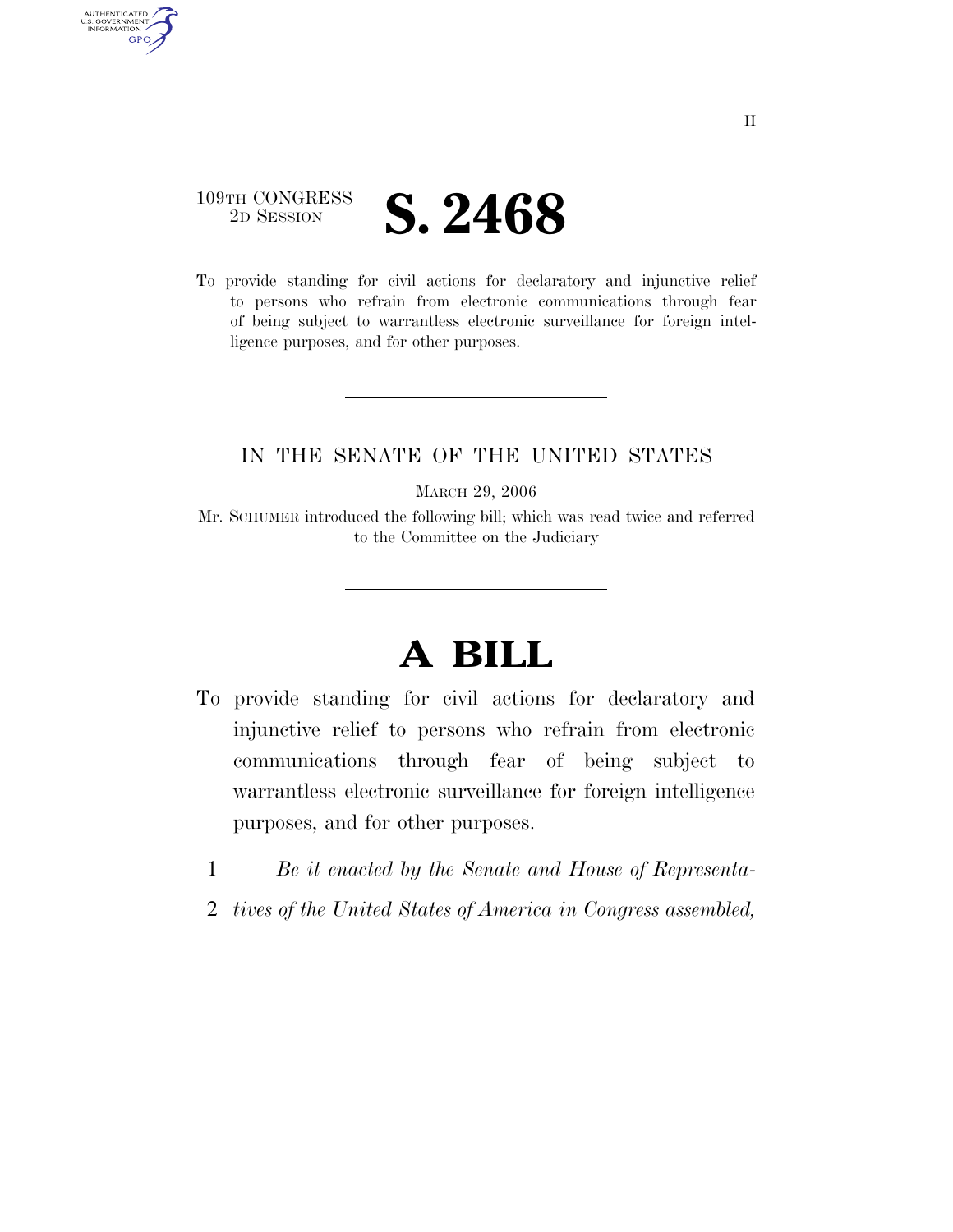109TH CONGRESS
2D SESSION

# S. 2468

To provide standing for civil actions for declaratory and injunctive relief to persons who refrain from electronic communications through fear of being subject to warrantless electronic surveillance for foreign intelligence purposes, and for other purposes.

---

IN THE SENATE OF THE UNITED STATES

MARCH 29, 2006

Mr. SCHUMER introduced the following bill; which was read twice and referred to the Committee on the Judiciary

---

# A BILL

To provide standing for civil actions for declaratory and injunctive relief to persons who refrain from electronic communications through fear of being subject to warrantless electronic surveillance for foreign intelligence purposes, and for other purposes.

1 *Be it enacted by the Senate and House of Representa-*
2 *tives of the United States of America in Congress assembled,*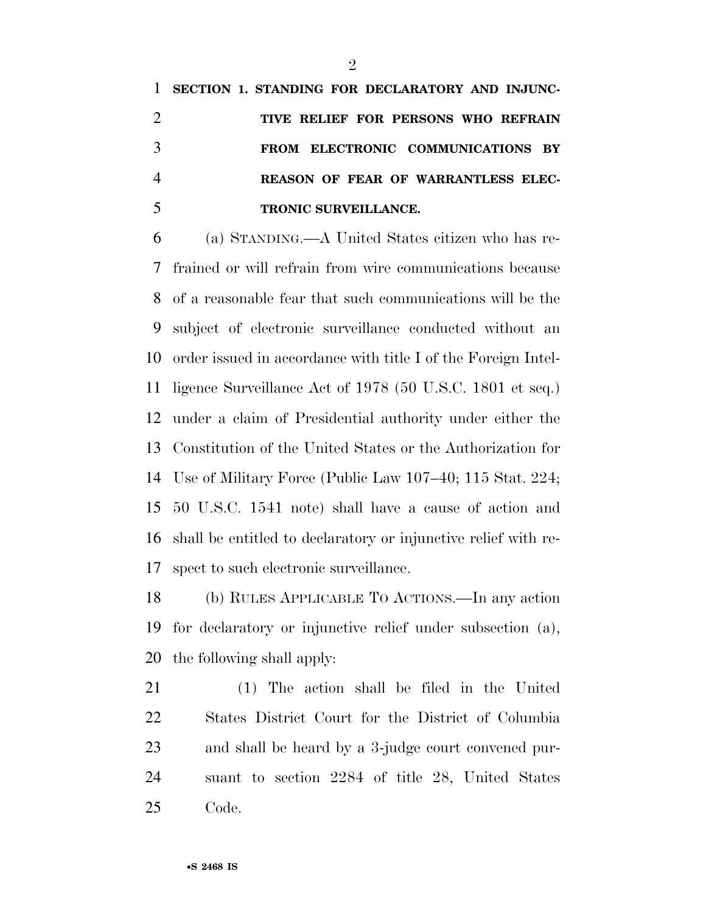**SECTION 1. STANDING FOR DECLARATORY AND INJUNCTIVE RELIEF FOR PERSONS WHO REFRAIN FROM ELECTRONIC COMMUNICATIONS BY REASON OF FEAR OF WARRANTLESS ELECTRONIC SURVEILLANCE.**

(a) STANDING.—A United States citizen who has refrained or will refrain from wire communications because of a reasonable fear that such communications will be the subject of electronic surveillance conducted without an order issued in accordance with title I of the Foreign Intelligence Surveillance Act of 1978 (50 U.S.C. 1801 et seq.) under a claim of Presidential authority under either the Constitution of the United States or the Authorization for Use of Military Force (Public Law 107–40; 115 Stat. 224; 50 U.S.C. 1541 note) shall have a cause of action and shall be entitled to declaratory or injunctive relief with respect to such electronic surveillance.

(b) RULES APPLICABLE TO ACTIONS.—In any action for declaratory or injunctive relief under subsection (a), the following shall apply:

(1) The action shall be filed in the United States District Court for the District of Columbia and shall be heard by a 3-judge court convened pursuant to section 2284 of title 28, United States Code.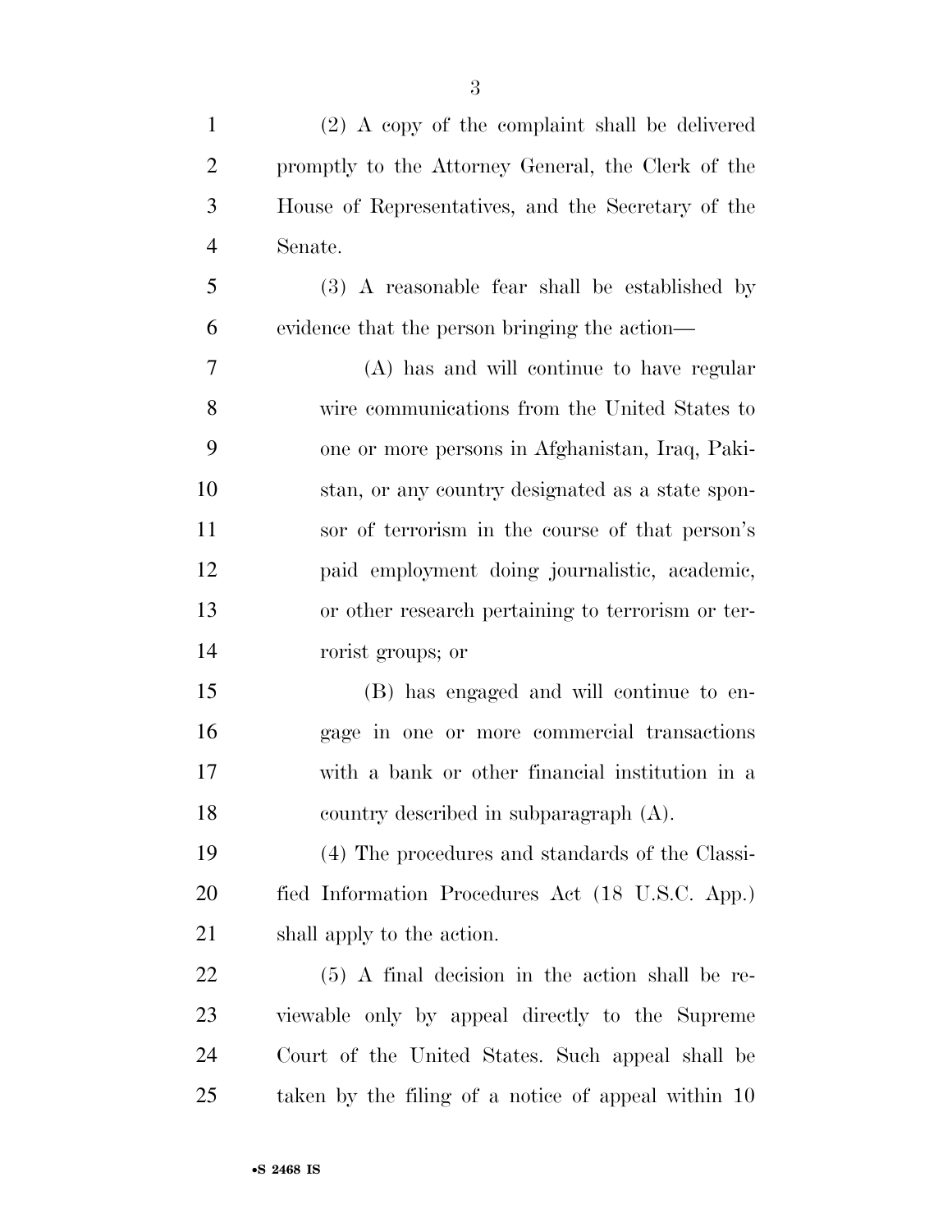(2) A copy of the complaint shall be delivered promptly to the Attorney General, the Clerk of the House of Representatives, and the Secretary of the Senate.

(3) A reasonable fear shall be established by evidence that the person bringing the action—

(A) has and will continue to have regular wire communications from the United States to one or more persons in Afghanistan, Iraq, Pakistan, or any country designated as a state sponsor of terrorism in the course of that person's paid employment doing journalistic, academic, or other research pertaining to terrorism or terrorist groups; or

(B) has engaged and will continue to engage in one or more commercial transactions with a bank or other financial institution in a country described in subparagraph (A).

(4) The procedures and standards of the Classified Information Procedures Act (18 U.S.C. App.) shall apply to the action.

(5) A final decision in the action shall be reviewable only by appeal directly to the Supreme Court of the United States. Such appeal shall be taken by the filing of a notice of appeal within 10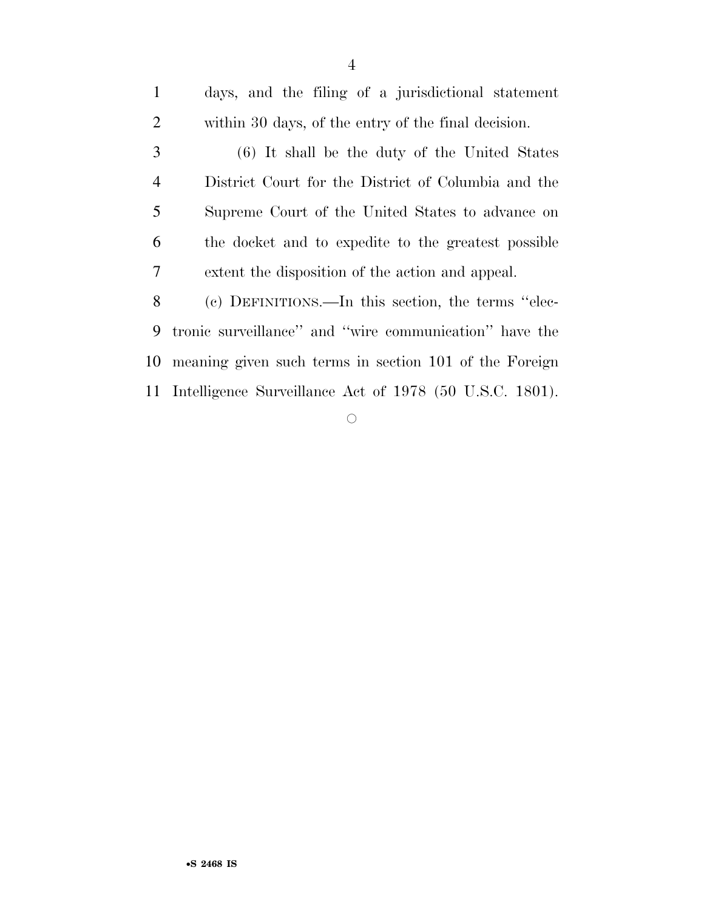days, and the filing of a jurisdictional statement within 30 days, of the entry of the final decision.

(6) It shall be the duty of the United States District Court for the District of Columbia and the Supreme Court of the United States to advance on the docket and to expedite to the greatest possible extent the disposition of the action and appeal.

(c) DEFINITIONS.—In this section, the terms "electronic surveillance" and "wire communication" have the meaning given such terms in section 101 of the Foreign Intelligence Surveillance Act of 1978 (50 U.S.C. 1801).

○